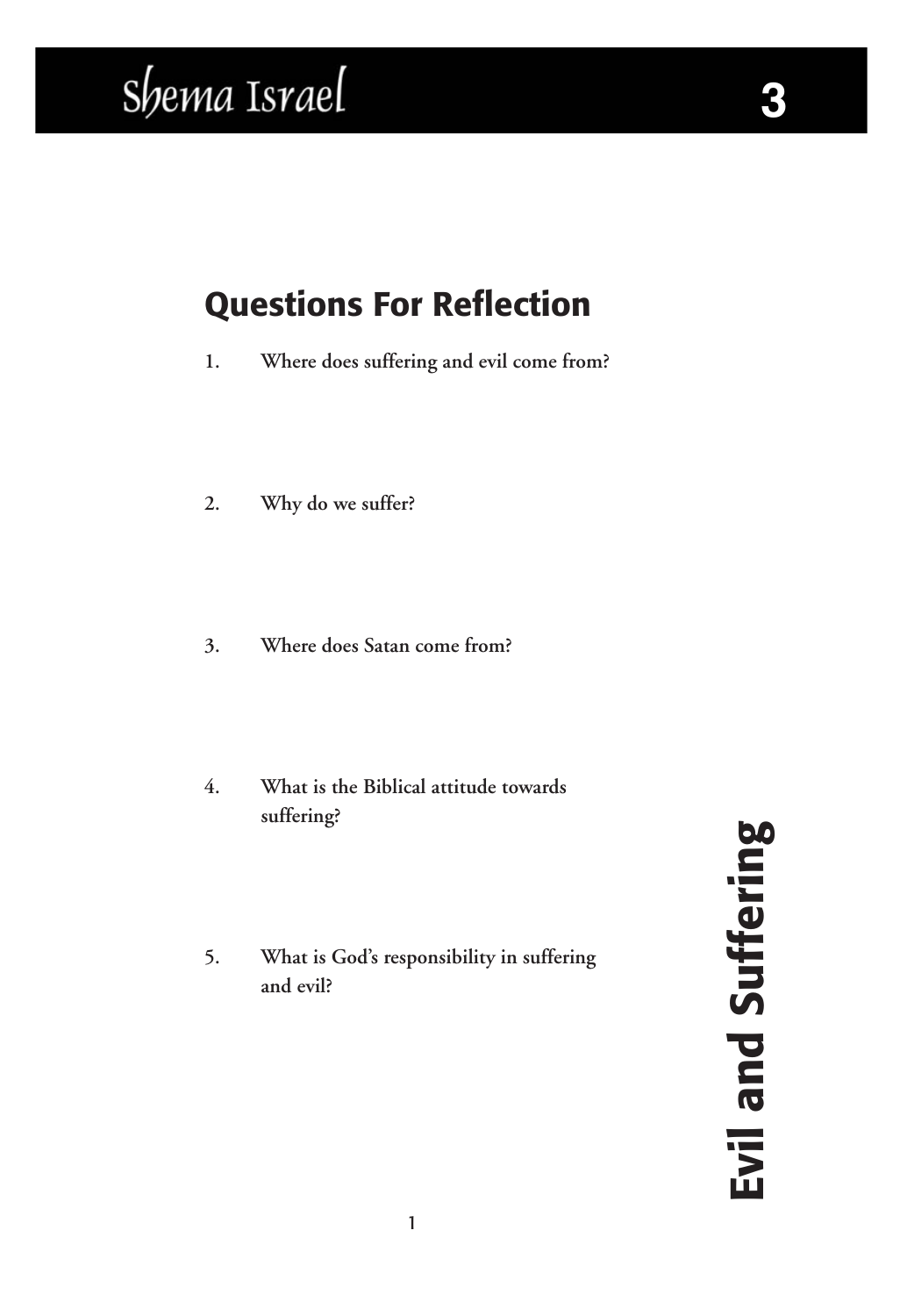## Questions For Reflection

1. **Where does suffering and evil come from?**

2. **Why do we suffer?**

3. **Where does Satan come from?**

4. **What is the Biblical attitude towards suffering?**

5. **What is God's responsibility in suffering and evil?**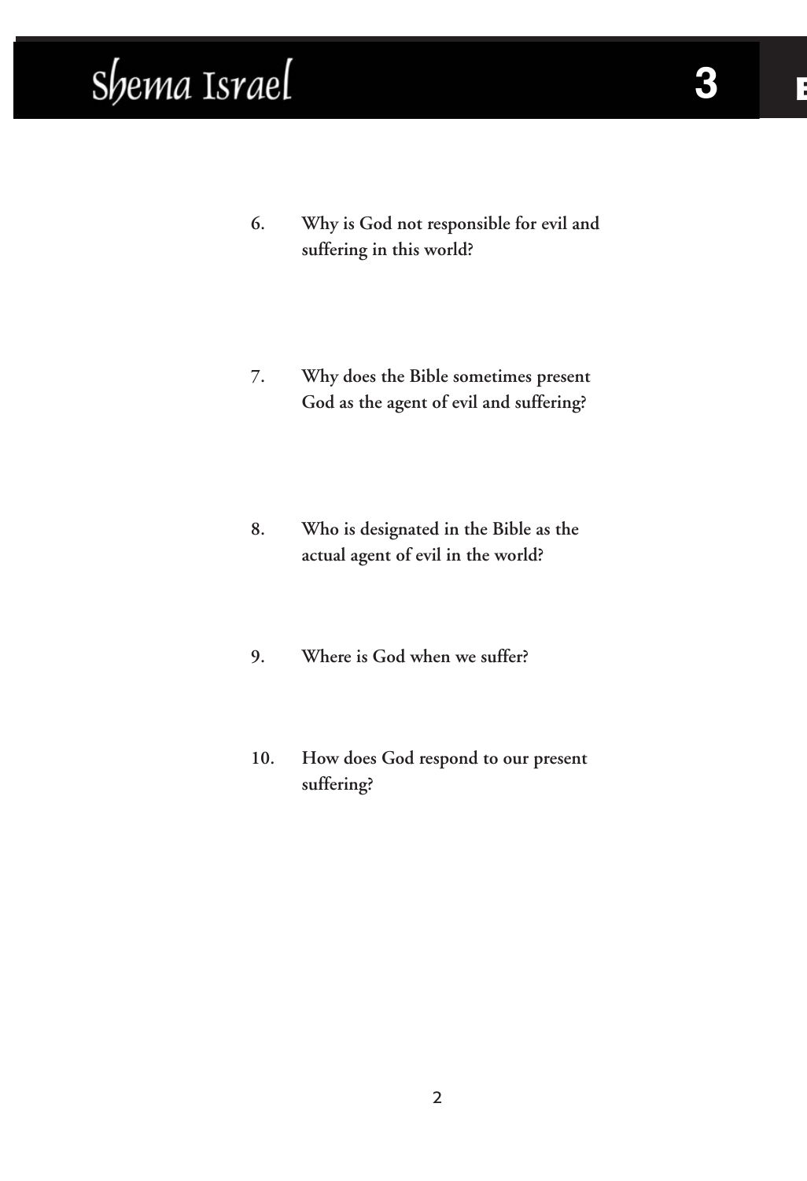6. **Why is God not responsible for evil and suffering in this world?**

7. **Why does the Bible sometimes present God as the agent of evil and suffering?**

8. **Who is designated in the Bible as the actual agent of evil in the world?**

9. **Where is God when we suffer?**

10. **How does God respond to our present suffering?**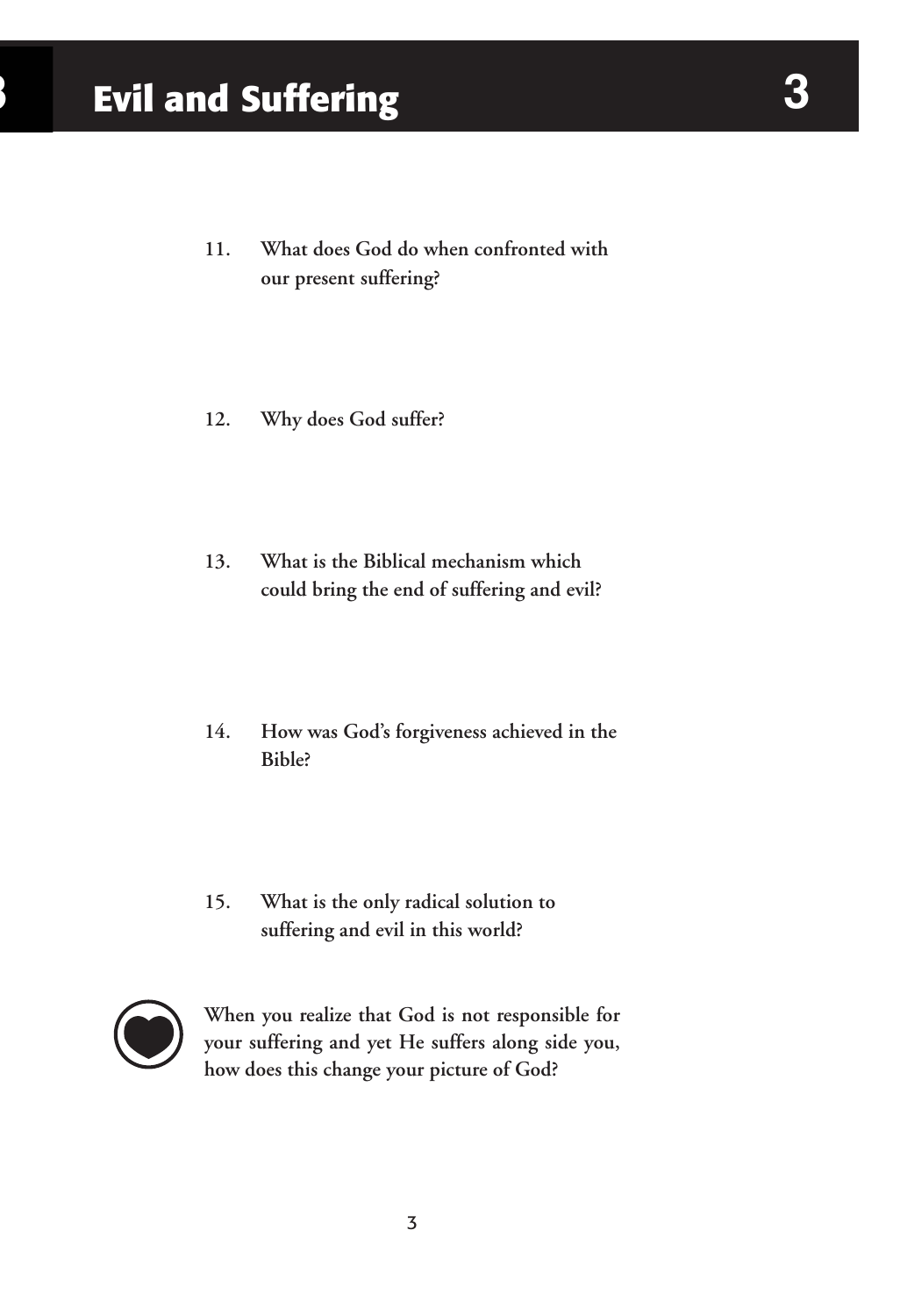# Evil and Suffering

**11. What does God do when confronted with our present suffering?**

**12. Why does God suffer?**

**13. What is the Biblical mechanism which could bring the end of suffering and evil?**

**14. How was God's forgiveness achieved in the Bible?**

**15. What is the only radical solution to suffering and evil in this world?**

**When you realize that God is not responsible for your suffering and yet He suffers along side you, how does this change your picture of God?**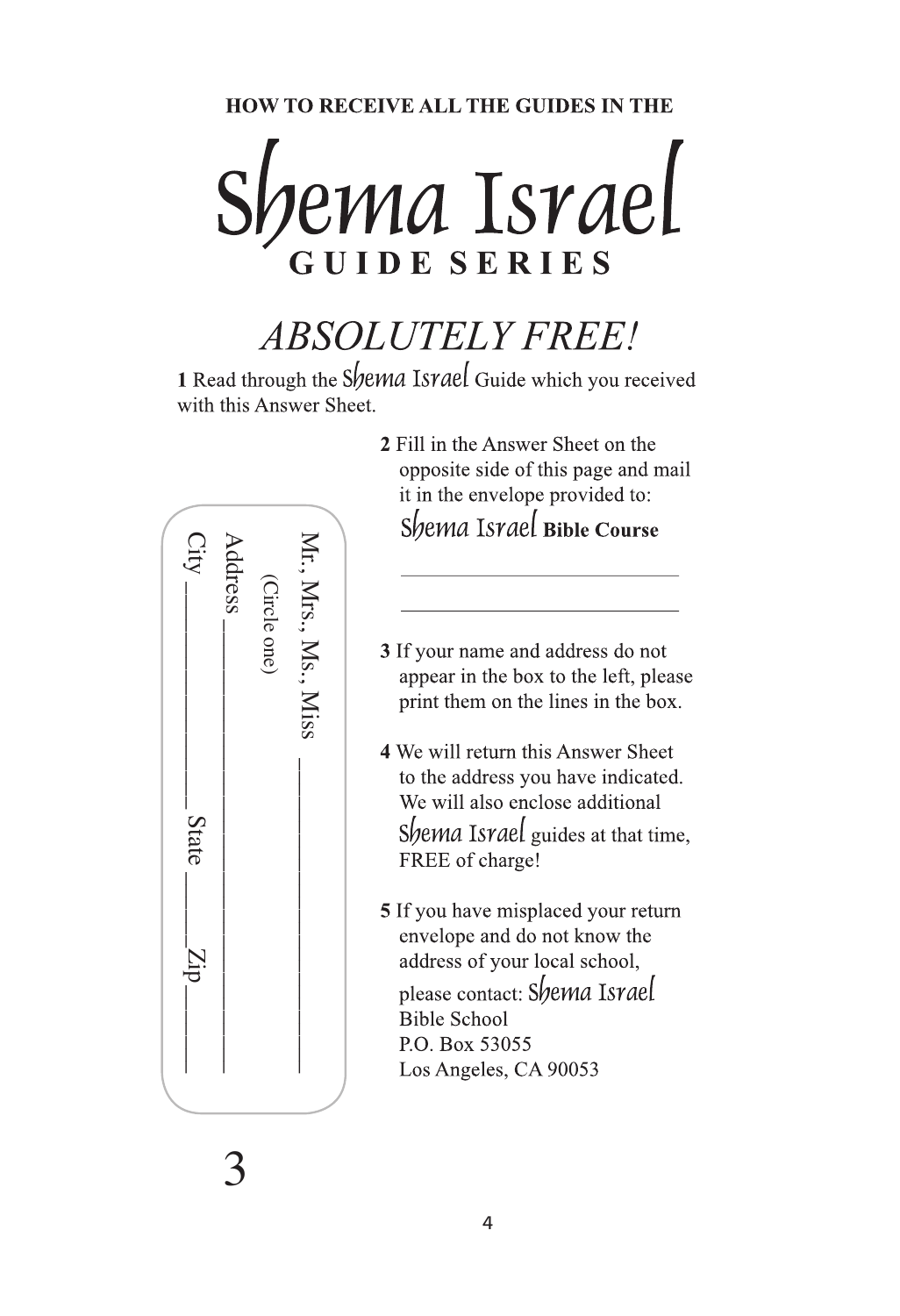HOW TO RECEIVE ALL THE GUIDES IN THE

# Shema Israel

## GUIDE SERIES

## *ABSOLUTELY FREE!*

**1** Read through the Shema Israel Guide which you received with this Answer Sheet.

**2** Fill in the Answer Sheet on the opposite side of this page and mail it in the envelope provided to:
Shema Israel **Bible Course**

\_\_\_\_\_\_\_\_\_\_\_\_\_\_\_\_\_\_\_\_\_\_\_\_\_\_\_\_

\_\_\_\_\_\_\_\_\_\_\_\_\_\_\_\_\_\_\_\_\_\_\_\_\_\_\_\_

**3** If your name and address do not appear in the box to the left, please print them on the lines in the box.

**4** We will return this Answer Sheet to the address you have indicated. We will also enclose additional Shema Israel guides at that time, FREE of charge!

**5** If you have misplaced your return envelope and do not know the address of your local school, please contact: Shema Israel
Bible School
P.O. Box 53055
Los Angeles, CA 90053

Mr., Mrs., Ms., Miss \_\_\_\_\_\_\_\_\_\_\_\_\_\_\_\_\_\_\_\_\_\_\_\_\_\_\_\_
(Circle one)

Address \_\_\_\_\_\_\_\_\_\_\_\_\_\_\_\_\_\_\_\_\_\_\_\_\_\_\_\_\_\_\_\_\_\_\_\_\_\_\_\_

City \_\_\_\_\_\_\_\_\_\_\_\_\_\_ State \_\_\_\_\_ Zip \_\_\_\_\_\_\_\_

3